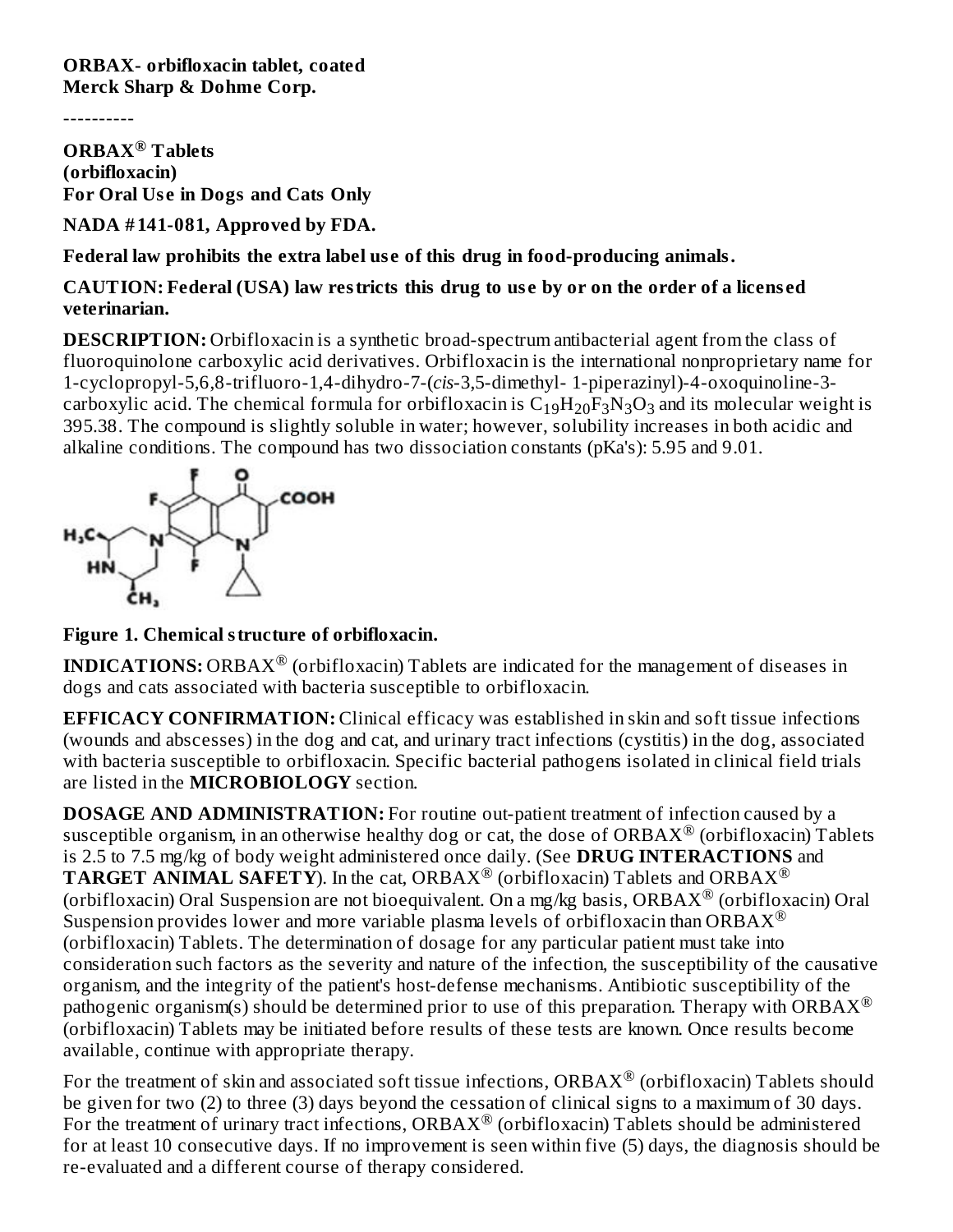**ORBAX- orbifloxacin tablet, coated**
**Merck Sharp & Dohme Corp.**

----------

**ORBAX® Tablets**
**(orbifloxacin)**
**For Oral Use in Dogs and Cats Only**

**NADA #141-081, Approved by FDA.**

**Federal law prohibits the extra label use of this drug in food-producing animals.**

**CAUTION: Federal (USA) law restricts this drug to use by or on the order of a licensed veterinarian.**

**DESCRIPTION:** Orbifloxacin is a synthetic broad-spectrum antibacterial agent from the class of fluoroquinolone carboxylic acid derivatives. Orbifloxacin is the international nonproprietary name for 1-cyclopropyl-5,6,8-trifluoro-1,4-dihydro-7-(*cis*-3,5-dimethyl- 1-piperazinyl)-4-oxoquinoline-3-carboxylic acid. The chemical formula for orbifloxacin is $C_{19}H_{20}F_3N_3O_3$ and its molecular weight is 395.38. The compound is slightly soluble in water; however, solubility increases in both acidic and alkaline conditions. The compound has two dissociation constants (pKa's): 5.95 and 9.01.

**Figure 1. Chemical structure of orbifloxacin.**

**INDICATIONS:** ORBAX® (orbifloxacin) Tablets are indicated for the management of diseases in dogs and cats associated with bacteria susceptible to orbifloxacin.

**EFFICACY CONFIRMATION:** Clinical efficacy was established in skin and soft tissue infections (wounds and abscesses) in the dog and cat, and urinary tract infections (cystitis) in the dog, associated with bacteria susceptible to orbifloxacin. Specific bacterial pathogens isolated in clinical field trials are listed in the **MICROBIOLOGY** section.

**DOSAGE AND ADMINISTRATION:** For routine out-patient treatment of infection caused by a susceptible organism, in an otherwise healthy dog or cat, the dose of ORBAX® (orbifloxacin) Tablets is 2.5 to 7.5 mg/kg of body weight administered once daily. (See **DRUG INTERACTIONS** and **TARGET ANIMAL SAFETY**). In the cat, ORBAX® (orbifloxacin) Tablets and ORBAX® (orbifloxacin) Oral Suspension are not bioequivalent. On a mg/kg basis, ORBAX® (orbifloxacin) Oral Suspension provides lower and more variable plasma levels of orbifloxacin than ORBAX® (orbifloxacin) Tablets. The determination of dosage for any particular patient must take into consideration such factors as the severity and nature of the infection, the susceptibility of the causative organism, and the integrity of the patient's host-defense mechanisms. Antibiotic susceptibility of the pathogenic organism(s) should be determined prior to use of this preparation. Therapy with ORBAX® (orbifloxacin) Tablets may be initiated before results of these tests are known. Once results become available, continue with appropriate therapy.

For the treatment of skin and associated soft tissue infections, ORBAX® (orbifloxacin) Tablets should be given for two (2) to three (3) days beyond the cessation of clinical signs to a maximum of 30 days. For the treatment of urinary tract infections, ORBAX® (orbifloxacin) Tablets should be administered for at least 10 consecutive days. If no improvement is seen within five (5) days, the diagnosis should be re-evaluated and a different course of therapy considered.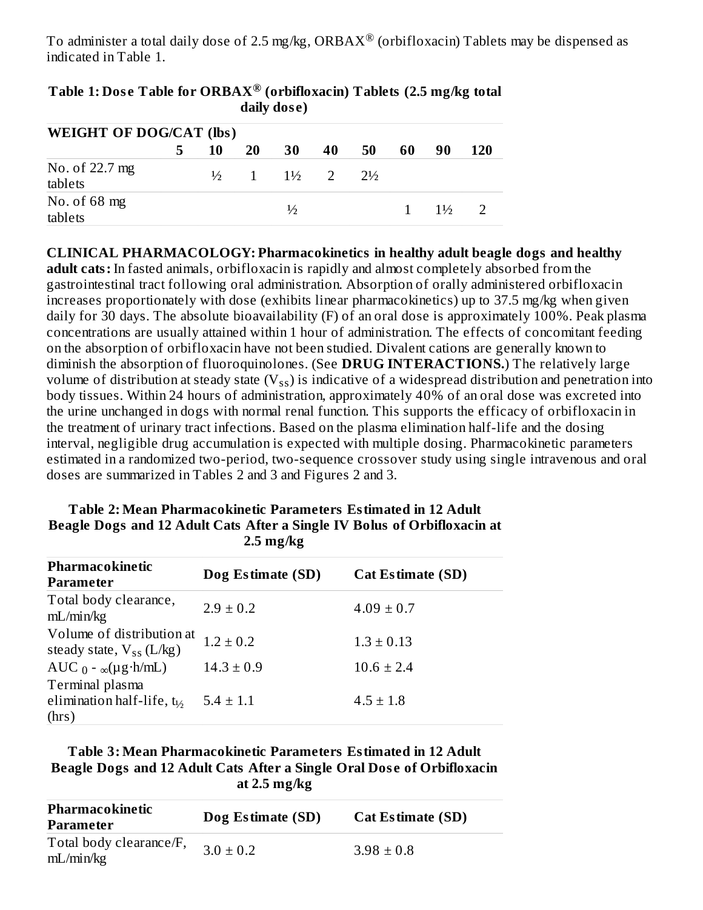To administer a total daily dose of 2.5 mg/kg, ORBAX® (orbifloxacin) Tablets may be dispensed as indicated in Table 1.

**Table 1: Dose Table for ORBAX® (orbifloxacin) Tablets (2.5 mg/kg total daily dose)**

| WEIGHT OF DOG/CAT (lbs) | | | | | | | | | |
|---|---|---|---|---|---|---|---|---|---|
| | **5** | **10** | **20** | **30** | **40** | **50** | **60** | **90** | **120** |
| No. of 22.7 mg tablets | | ½ | 1 | 1½ | 2 | 2½ | | | |
| No. of 68 mg tablets | | | | ½ | | | 1 | 1½ | 2 |

**CLINICAL PHARMACOLOGY: Pharmacokinetics in healthy adult beagle dogs and healthy adult cats:** In fasted animals, orbifloxacin is rapidly and almost completely absorbed from the gastrointestinal tract following oral administration. Absorption of orally administered orbifloxacin increases proportionately with dose (exhibits linear pharmacokinetics) up to 37.5 mg/kg when given daily for 30 days. The absolute bioavailability (F) of an oral dose is approximately 100%. Peak plasma concentrations are usually attained within 1 hour of administration. The effects of concomitant feeding on the absorption of orbifloxacin have not been studied. Divalent cations are generally known to diminish the absorption of fluoroquinolones. (See **DRUG INTERACTIONS.**) The relatively large volume of distribution at steady state ($V_{SS}$) is indicative of a widespread distribution and penetration into body tissues. Within 24 hours of administration, approximately 40% of an oral dose was excreted into the urine unchanged in dogs with normal renal function. This supports the efficacy of orbifloxacin in the treatment of urinary tract infections. Based on the plasma elimination half-life and the dosing interval, negligible drug accumulation is expected with multiple dosing. Pharmacokinetic parameters estimated in a randomized two-period, two-sequence crossover study using single intravenous and oral doses are summarized in Tables 2 and 3 and Figures 2 and 3.

**Table 2: Mean Pharmacokinetic Parameters Estimated in 12 Adult Beagle Dogs and 12 Adult Cats After a Single IV Bolus of Orbifloxacin at 2.5 mg/kg**

| Pharmacokinetic Parameter | Dog Estimate (SD) | Cat Estimate (SD) |
|---|---|---|
| Total body clearance, mL/min/kg | 2.9 ± 0.2 | 4.09 ± 0.7 |
| Volume of distribution at steady state, $V_{SS}$ (L/kg) | 1.2 ± 0.2 | 1.3 ± 0.13 |
| $AUC_{0-\infty}$ (µg·h/mL) | 14.3 ± 0.9 | 10.6 ± 2.4 |
| Terminal plasma elimination half-life, $t_{1/2}$ (hrs) | 5.4 ± 1.1 | 4.5 ± 1.8 |

**Table 3: Mean Pharmacokinetic Parameters Estimated in 12 Adult Beagle Dogs and 12 Adult Cats After a Single Oral Dose of Orbifloxacin at 2.5 mg/kg**

| Pharmacokinetic Parameter | Dog Estimate (SD) | Cat Estimate (SD) |
|---|---|---|
| Total body clearance/F, mL/min/kg | 3.0 ± 0.2 | 3.98 ± 0.8 |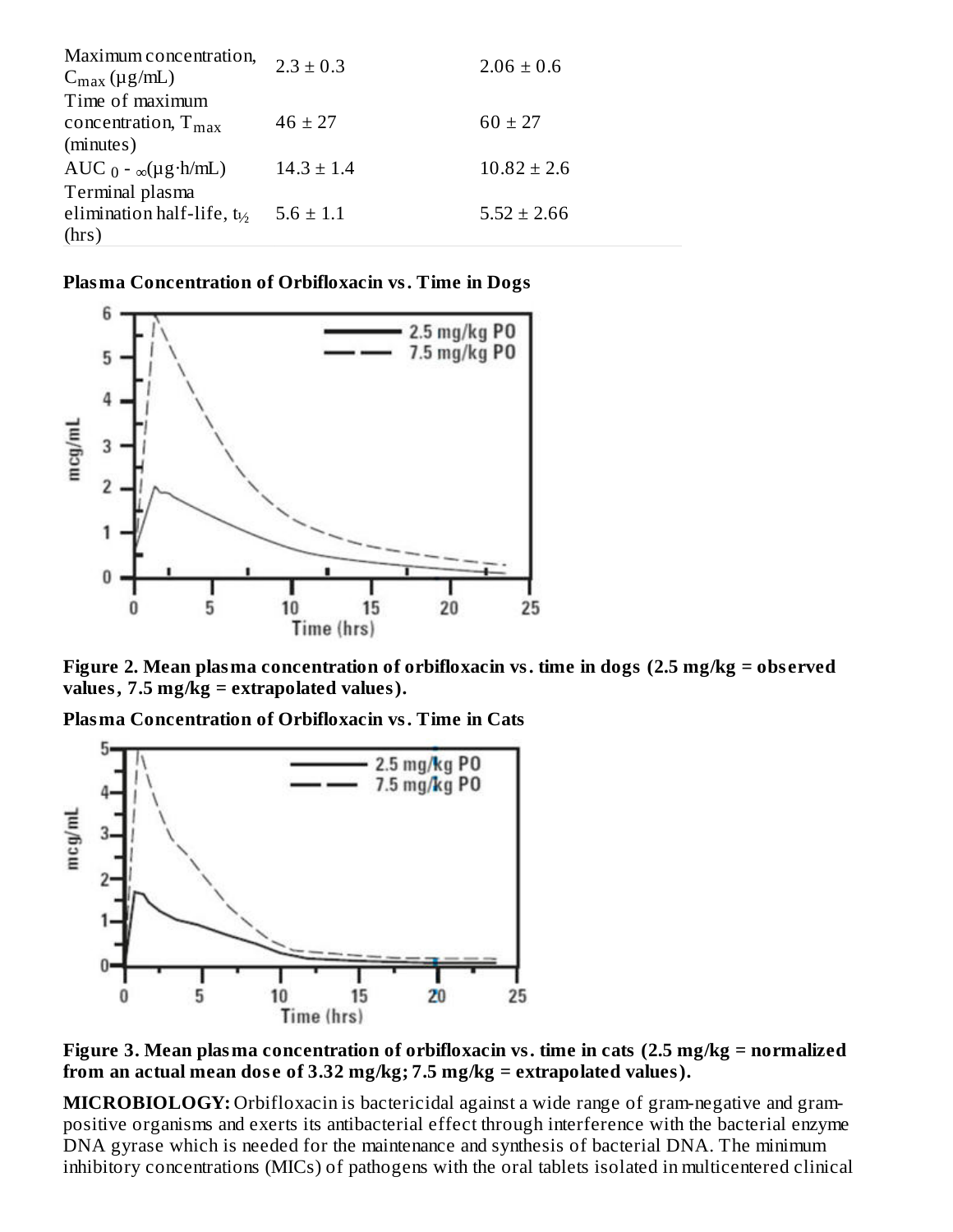| | | |
|---|---|---|
| Maximum concentration, $C_{max}$ (µg/mL) | 2.3 ± 0.3 | 2.06 ± 0.6 |
| Time of maximum concentration, $T_{max}$ (minutes) | 46 ± 27 | 60 ± 27 |
| $AUC_{0-\infty}$(µg·h/mL) | 14.3 ± 1.4 | 10.82 ± 2.6 |
| Terminal plasma elimination half-life, $t_{½}$ (hrs) | 5.6 ± 1.1 | 5.52 ± 2.66 |

**Plasma Concentration of Orbifloxacin vs. Time in Dogs**

**Figure 2. Mean plasma concentration of orbifloxacin vs. time in dogs (2.5 mg/kg = observed values, 7.5 mg/kg = extrapolated values).**

**Plasma Concentration of Orbifloxacin vs. Time in Cats**

**Figure 3. Mean plasma concentration of orbifloxacin vs. time in cats (2.5 mg/kg = normalized from an actual mean dose of 3.32 mg/kg; 7.5 mg/kg = extrapolated values).**

**MICROBIOLOGY:** Orbifloxacin is bactericidal against a wide range of gram-negative and gram-positive organisms and exerts its antibacterial effect through interference with the bacterial enzyme DNA gyrase which is needed for the maintenance and synthesis of bacterial DNA. The minimum inhibitory concentrations (MICs) of pathogens with the oral tablets isolated in multicentered clinical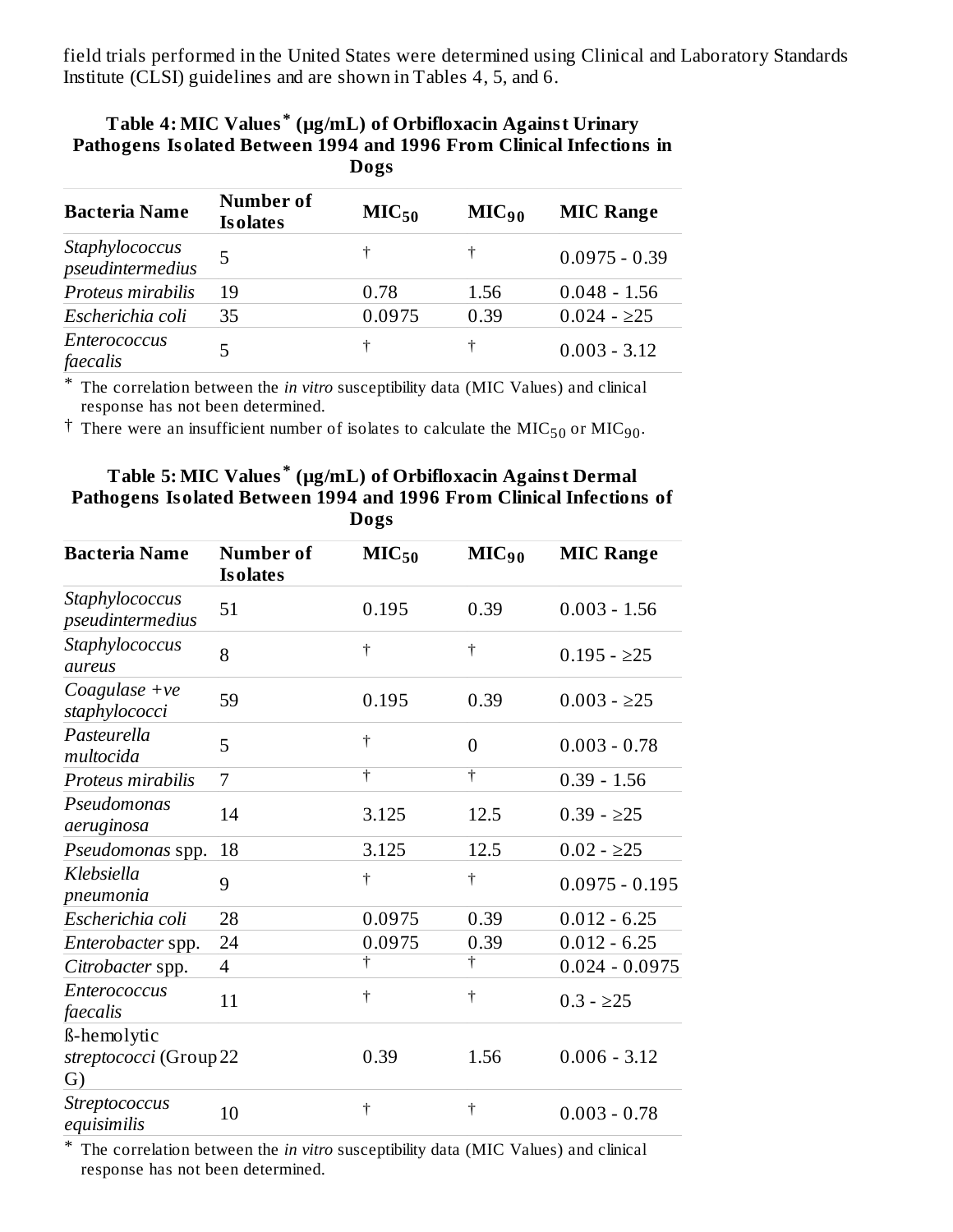field trials performed in the United States were determined using Clinical and Laboratory Standards Institute (CLSI) guidelines and are shown in Tables 4, 5, and 6.

**Table 4: MIC Values* (µg/mL) of Orbifloxacin Against Urinary Pathogens Isolated Between 1994 and 1996 From Clinical Infections in Dogs**

| Bacteria Name | Number of Isolates | $MIC_{50}$ | $MIC_{90}$ | MIC Range |
|---|---|---|---|---|
| *Staphylococcus pseudintermedius* | 5 | † | † | 0.0975 - 0.39 |
| *Proteus mirabilis* | 19 | 0.78 | 1.56 | 0.048 - 1.56 |
| *Escherichia coli* | 35 | 0.0975 | 0.39 | 0.024 - ≥25 |
| *Enterococcus faecalis* | 5 | † | † | 0.003 - 3.12 |

\* The correlation between the *in vitro* susceptibility data (MIC Values) and clinical response has not been determined.

† There were an insufficient number of isolates to calculate the $MIC_{50}$ or $MIC_{90}$.

**Table 5: MIC Values* (µg/mL) of Orbifloxacin Against Dermal Pathogens Isolated Between 1994 and 1996 From Clinical Infections of Dogs**

| Bacteria Name | Number of Isolates | $MIC_{50}$ | $MIC_{90}$ | MIC Range |
|---|---|---|---|---|
| *Staphylococcus pseudintermedius* | 51 | 0.195 | 0.39 | 0.003 - 1.56 |
| *Staphylococcus aureus* | 8 | † | † | 0.195 - ≥25 |
| *Coagulase +ve staphylococci* | 59 | 0.195 | 0.39 | 0.003 - ≥25 |
| *Pasteurella multocida* | 5 | † | 0 | 0.003 - 0.78 |
| *Proteus mirabilis* | 7 | † | † | 0.39 - 1.56 |
| *Pseudomonas aeruginosa* | 14 | 3.125 | 12.5 | 0.39 - ≥25 |
| *Pseudomonas* spp. | 18 | 3.125 | 12.5 | 0.02 - ≥25 |
| *Klebsiella pneumonia* | 9 | † | † | 0.0975 - 0.195 |
| *Escherichia coli* | 28 | 0.0975 | 0.39 | 0.012 - 6.25 |
| *Enterobacter* spp. | 24 | 0.0975 | 0.39 | 0.012 - 6.25 |
| *Citrobacter* spp. | 4 | † | † | 0.024 - 0.0975 |
| *Enterococcus faecalis* | 11 | † | † | 0.3 - ≥25 |
| ß-hemolytic *streptococci* (Group G) | 22 | 0.39 | 1.56 | 0.006 - 3.12 |
| *Streptococcus equisimilis* | 10 | † | † | 0.003 - 0.78 |

\* The correlation between the *in vitro* susceptibility data (MIC Values) and clinical response has not been determined.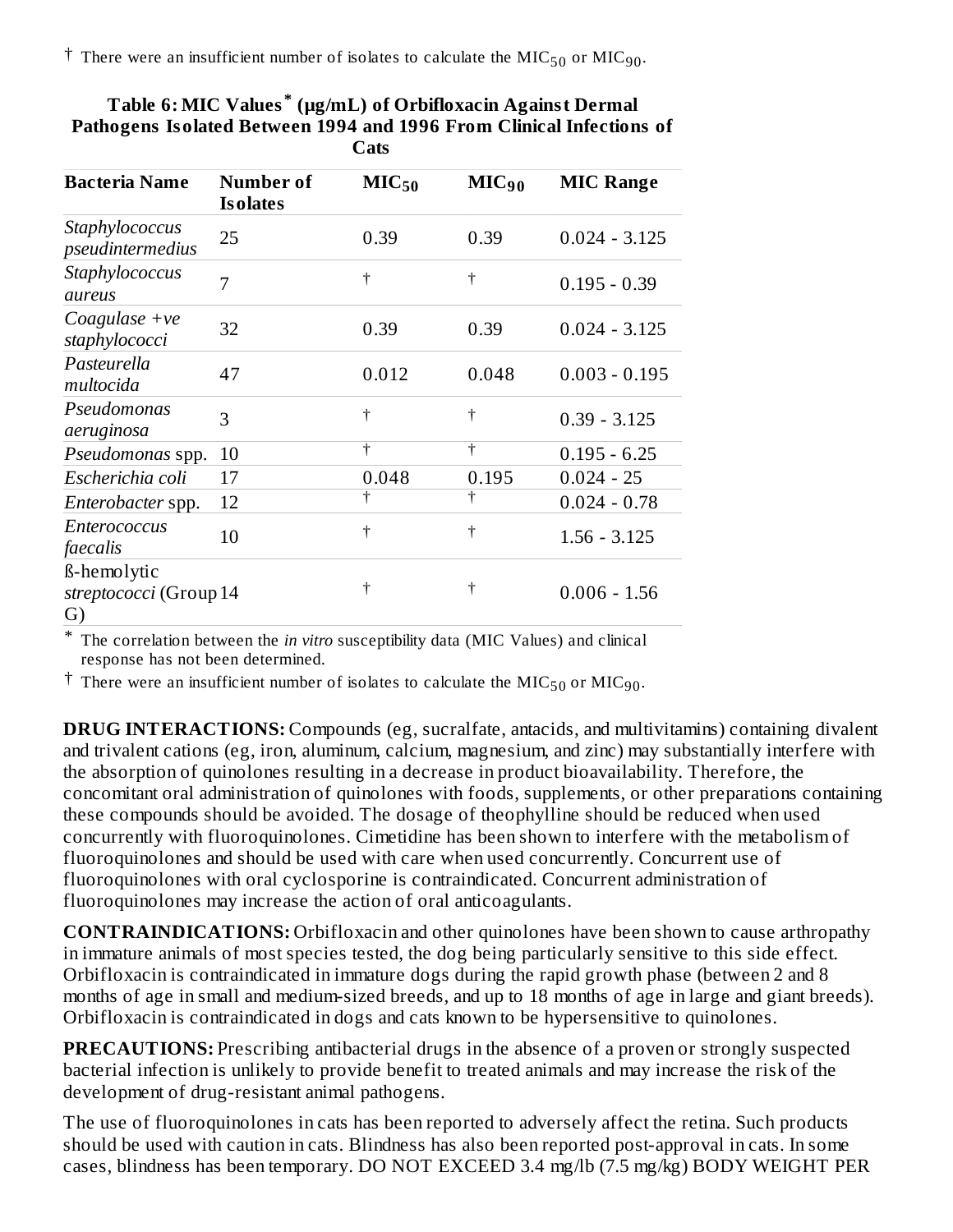† There were an insufficient number of isolates to calculate the $MIC_{50}$ or $MIC_{90}$.

**Table 6: MIC Values* (µg/mL) of Orbifloxacin Against Dermal Pathogens Isolated Between 1994 and 1996 From Clinical Infections of Cats**

| Bacteria Name | Number of Isolates | $MIC_{50}$ | $MIC_{90}$ | MIC Range |
|---|---|---|---|---|
| *Staphylococcus pseudintermedius* | 25 | 0.39 | 0.39 | 0.024 - 3.125 |
| *Staphylococcus aureus* | 7 | † | † | 0.195 - 0.39 |
| *Coagulase +ve staphylococci* | 32 | 0.39 | 0.39 | 0.024 - 3.125 |
| *Pasteurella multocida* | 47 | 0.012 | 0.048 | 0.003 - 0.195 |
| *Pseudomonas aeruginosa* | 3 | † | † | 0.39 - 3.125 |
| *Pseudomonas* spp. | 10 | † | † | 0.195 - 6.25 |
| *Escherichia coli* | 17 | 0.048 | 0.195 | 0.024 - 25 |
| *Enterobacter* spp. | 12 | † | † | 0.024 - 0.78 |
| *Enterococcus faecalis* | 10 | † | † | 1.56 - 3.125 |
| ß-hemolytic *streptococci* (Group G) | 14 | † | † | 0.006 - 1.56 |

* The correlation between the *in vitro* susceptibility data (MIC Values) and clinical response has not been determined.

† There were an insufficient number of isolates to calculate the $MIC_{50}$ or $MIC_{90}$.

**DRUG INTERACTIONS:** Compounds (eg, sucralfate, antacids, and multivitamins) containing divalent and trivalent cations (eg, iron, aluminum, calcium, magnesium, and zinc) may substantially interfere with the absorption of quinolones resulting in a decrease in product bioavailability. Therefore, the concomitant oral administration of quinolones with foods, supplements, or other preparations containing these compounds should be avoided. The dosage of theophylline should be reduced when used concurrently with fluoroquinolones. Cimetidine has been shown to interfere with the metabolism of fluoroquinolones and should be used with care when used concurrently. Concurrent use of fluoroquinolones with oral cyclosporine is contraindicated. Concurrent administration of fluoroquinolones may increase the action of oral anticoagulants.

**CONTRAINDICATIONS:** Orbifloxacin and other quinolones have been shown to cause arthropathy in immature animals of most species tested, the dog being particularly sensitive to this side effect. Orbifloxacin is contraindicated in immature dogs during the rapid growth phase (between 2 and 8 months of age in small and medium-sized breeds, and up to 18 months of age in large and giant breeds). Orbifloxacin is contraindicated in dogs and cats known to be hypersensitive to quinolones.

**PRECAUTIONS:** Prescribing antibacterial drugs in the absence of a proven or strongly suspected bacterial infection is unlikely to provide benefit to treated animals and may increase the risk of the development of drug-resistant animal pathogens.

The use of fluoroquinolones in cats has been reported to adversely affect the retina. Such products should be used with caution in cats. Blindness has also been reported post-approval in cats. In some cases, blindness has been temporary. DO NOT EXCEED 3.4 mg/lb (7.5 mg/kg) BODY WEIGHT PER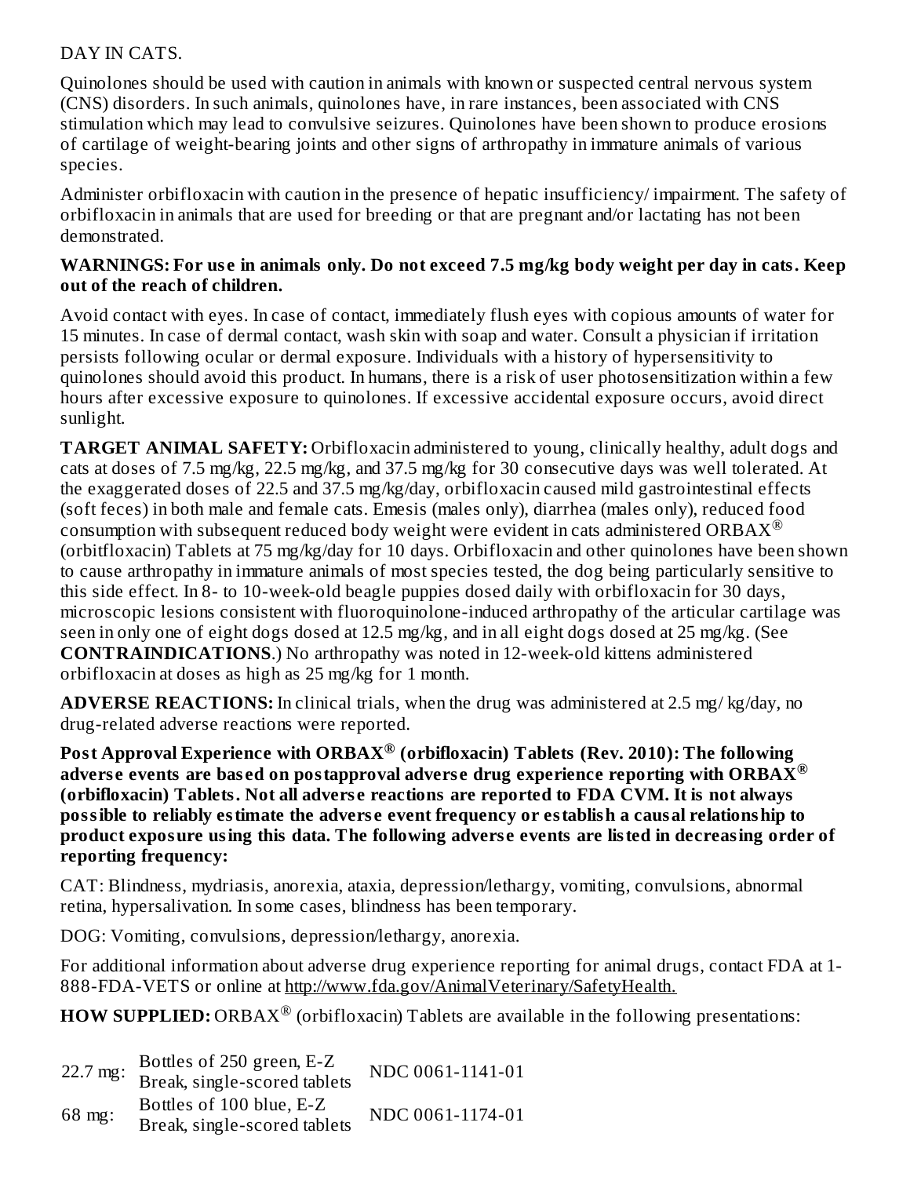DAY IN CATS.

Quinolones should be used with caution in animals with known or suspected central nervous system (CNS) disorders. In such animals, quinolones have, in rare instances, been associated with CNS stimulation which may lead to convulsive seizures. Quinolones have been shown to produce erosions of cartilage of weight-bearing joints and other signs of arthropathy in immature animals of various species.

Administer orbifloxacin with caution in the presence of hepatic insufficiency/ impairment. The safety of orbifloxacin in animals that are used for breeding or that are pregnant and/or lactating has not been demonstrated.

**WARNINGS: For use in animals only. Do not exceed 7.5 mg/kg body weight per day in cats. Keep out of the reach of children.**

Avoid contact with eyes. In case of contact, immediately flush eyes with copious amounts of water for 15 minutes. In case of dermal contact, wash skin with soap and water. Consult a physician if irritation persists following ocular or dermal exposure. Individuals with a history of hypersensitivity to quinolones should avoid this product. In humans, there is a risk of user photosensitization within a few hours after excessive exposure to quinolones. If excessive accidental exposure occurs, avoid direct sunlight.

**TARGET ANIMAL SAFETY:** Orbifloxacin administered to young, clinically healthy, adult dogs and cats at doses of 7.5 mg/kg, 22.5 mg/kg, and 37.5 mg/kg for 30 consecutive days was well tolerated. At the exaggerated doses of 22.5 and 37.5 mg/kg/day, orbifloxacin caused mild gastrointestinal effects (soft feces) in both male and female cats. Emesis (males only), diarrhea (males only), reduced food consumption with subsequent reduced body weight were evident in cats administered ORBAX® (orbitfloxacin) Tablets at 75 mg/kg/day for 10 days. Orbifloxacin and other quinolones have been shown to cause arthropathy in immature animals of most species tested, the dog being particularly sensitive to this side effect. In 8- to 10-week-old beagle puppies dosed daily with orbifloxacin for 30 days, microscopic lesions consistent with fluoroquinolone-induced arthropathy of the articular cartilage was seen in only one of eight dogs dosed at 12.5 mg/kg, and in all eight dogs dosed at 25 mg/kg. (See **CONTRAINDICATIONS**.) No arthropathy was noted in 12-week-old kittens administered orbifloxacin at doses as high as 25 mg/kg for 1 month.

**ADVERSE REACTIONS:** In clinical trials, when the drug was administered at 2.5 mg/ kg/day, no drug-related adverse reactions were reported.

**Post Approval Experience with ORBAX® (orbifloxacin) Tablets (Rev. 2010): The following adverse events are based on postapproval adverse drug experience reporting with ORBAX® (orbifloxacin) Tablets. Not all adverse reactions are reported to FDA CVM. It is not always possible to reliably estimate the adverse event frequency or establish a causal relationship to product exposure using this data. The following adverse events are listed in decreasing order of reporting frequency:**

CAT: Blindness, mydriasis, anorexia, ataxia, depression/lethargy, vomiting, convulsions, abnormal retina, hypersalivation. In some cases, blindness has been temporary.

DOG: Vomiting, convulsions, depression/lethargy, anorexia.

For additional information about adverse drug experience reporting for animal drugs, contact FDA at 1-888-FDA-VETS or online at http://www.fda.gov/AnimalVeterinary/SafetyHealth.

**HOW SUPPLIED:** ORBAX® (orbifloxacin) Tablets are available in the following presentations:

| | | |
|---|---|---|
| 22.7 mg: | Bottles of 250 green, E-Z Break, single-scored tablets | NDC 0061-1141-01 |
| 68 mg: | Bottles of 100 blue, E-Z Break, single-scored tablets | NDC 0061-1174-01 |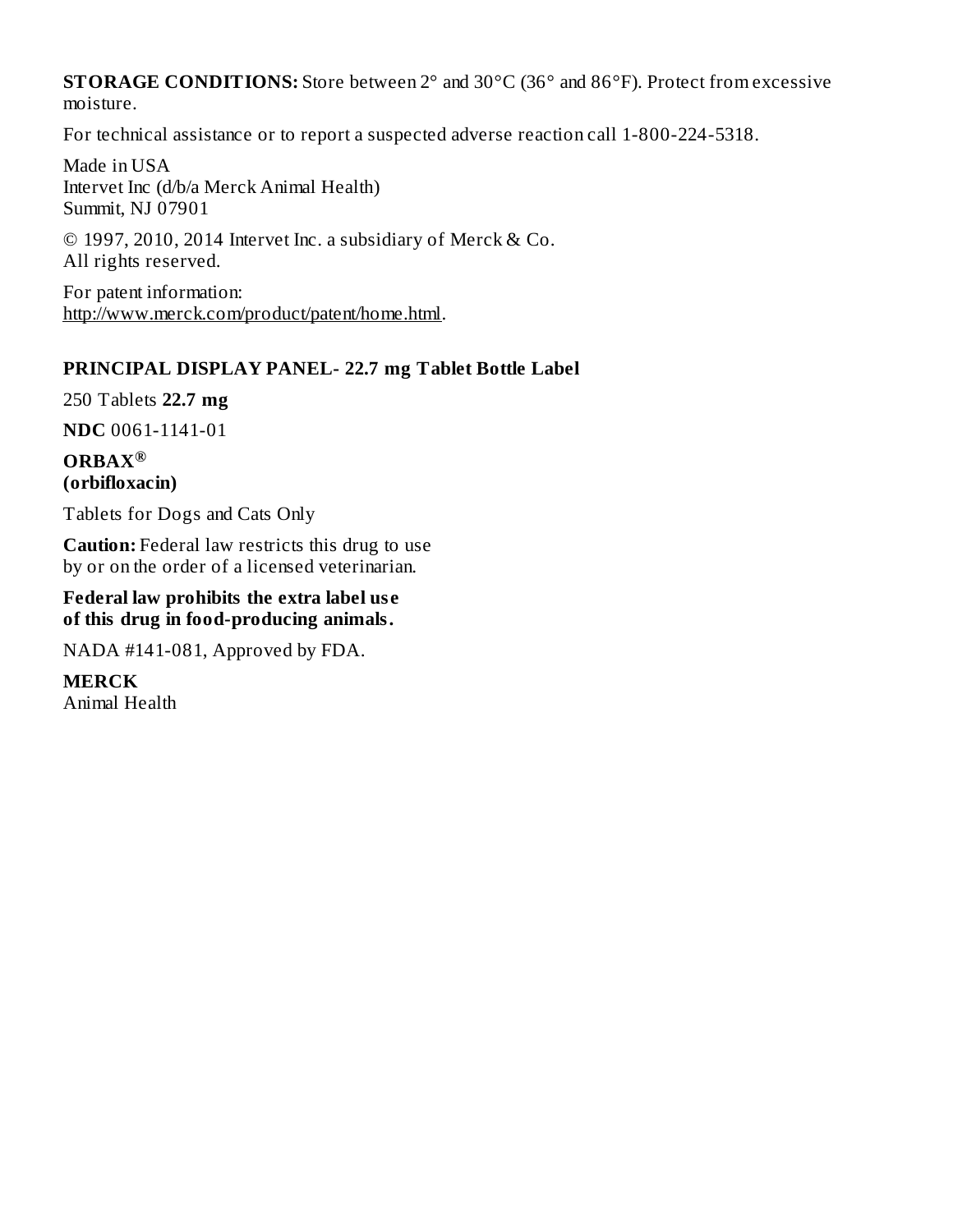**STORAGE CONDITIONS:** Store between 2° and 30°C (36° and 86°F). Protect from excessive moisture.

For technical assistance or to report a suspected adverse reaction call 1-800-224-5318.

Made in USA
Intervet Inc (d/b/a Merck Animal Health)
Summit, NJ 07901

© 1997, 2010, 2014 Intervet Inc. a subsidiary of Merck & Co.
All rights reserved.

For patent information:
http://www.merck.com/product/patent/home.html.

## PRINCIPAL DISPLAY PANEL- 22.7 mg Tablet Bottle Label

250 Tablets **22.7 mg**

**NDC** 0061-1141-01

**ORBAX®**
**(orbifloxacin)**

Tablets for Dogs and Cats Only

**Caution:** Federal law restricts this drug to use by or on the order of a licensed veterinarian.

**Federal law prohibits the extra label use of this drug in food-producing animals.**

NADA #141-081, Approved by FDA.

**MERCK**
Animal Health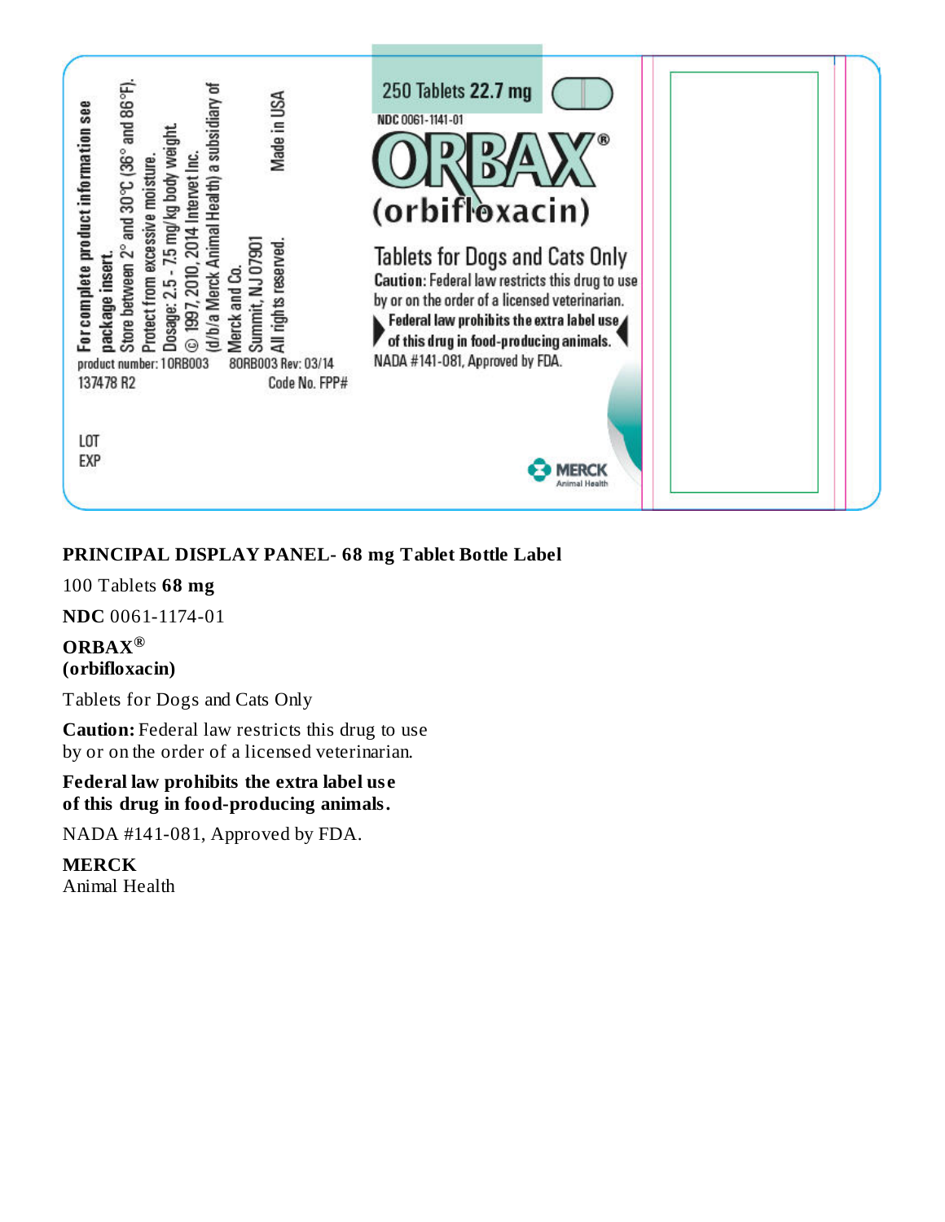For complete product information see package insert.
Store between 2° and 30°C (36° and 86°F).
Protect from excessive moisture.
Dosage: 2.5 - 7.5 mg/kg body weight.
© 1997, 2010, 2014 Intervet Inc.
(d/b/a Merck Animal Health) a subsidiary of
Merck and Co.
Summit, NJ 07901
All rights reserved.
Made in USA

product number: 10RB003 80RB003 Rev: 03/14
137478 R2 Code No. FPP#

LOT
EXP

250 Tablets **22.7 mg**

NDC 0061-1141-01

**ORBAX®**
**(orbifloxacin)**

Tablets for Dogs and Cats Only

**Caution:** Federal law restricts this drug to use by or on the order of a licensed veterinarian.

**Federal law prohibits the extra label use of this drug in food-producing animals.**

NADA #141-081, Approved by FDA.

MERCK
Animal Health

**PRINCIPAL DISPLAY PANEL- 68 mg Tablet Bottle Label**

100 Tablets **68 mg**

**NDC** 0061-1174-01

**ORBAX®**
**(orbifloxacin)**

Tablets for Dogs and Cats Only

**Caution:** Federal law restricts this drug to use by or on the order of a licensed veterinarian.

**Federal law prohibits the extra label use of this drug in food-producing animals.**

NADA #141-081, Approved by FDA.

**MERCK**
Animal Health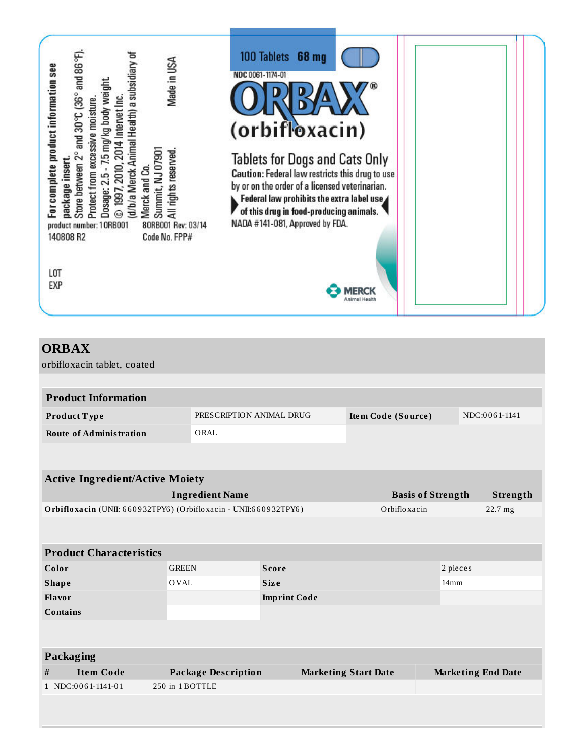For complete product information see package insert.
Store between 2° and 30°C (36° and 86°F).
Protect from excessive moisture.
Dosage: 2.5 - 7.5 mg/kg body weight.
© 1997, 2010, 2014 Intervet Inc.
(d/b/a Merck Animal Health) a subsidiary of
Merck and Co.
Summit, NJ 07901
All rights reserved.
Made in USA

product number: 10RB001
140808 R2

80RB001 Rev: 03/14
Code No. FPP#

LOT
EXP

100 Tablets 68 mg

NDC 0061-1174-01

# ORBAX®
(orbifloxacin)

Tablets for Dogs and Cats Only

**Caution:** Federal law restricts this drug to use by or on the order of a licensed veterinarian.

**Federal law prohibits the extra label use of this drug in food-producing animals.**

NADA #141-081, Approved by FDA.

MERCK Animal Health

## ORBAX

orbifloxacin tablet, coated

| Product Information | | | |
|---|---|---|---|
| **Product Type** | PRESCRIPTION ANIMAL DRUG | **Item Code (Source)** | NDC:0061-1141 |
| **Route of Administration** | ORAL | | |

| Active Ingredient/Active Moiety | | |
|---|---|---|
| **Ingredient Name** | **Basis of Strength** | **Strength** |
| **Orbifloxacin** (UNII: 660932TPY6) (Orbifloxacin - UNII:660932TPY6) | Orbifloxacin | 22.7 mg |

| Product Characteristics | | | |
|---|---|---|---|
| **Color** | GREEN | **Score** | 2 pieces |
| **Shape** | OVAL | **Size** | 14mm |
| **Flavor** | | **Imprint Code** | |
| **Contains** | | | |

| Packaging | | | | |
|---|---|---|---|---|
| **#** | **Item Code** | **Package Description** | **Marketing Start Date** | **Marketing End Date** |
| **1** | NDC:0061-1141-01 | 250 in 1 BOTTLE | | |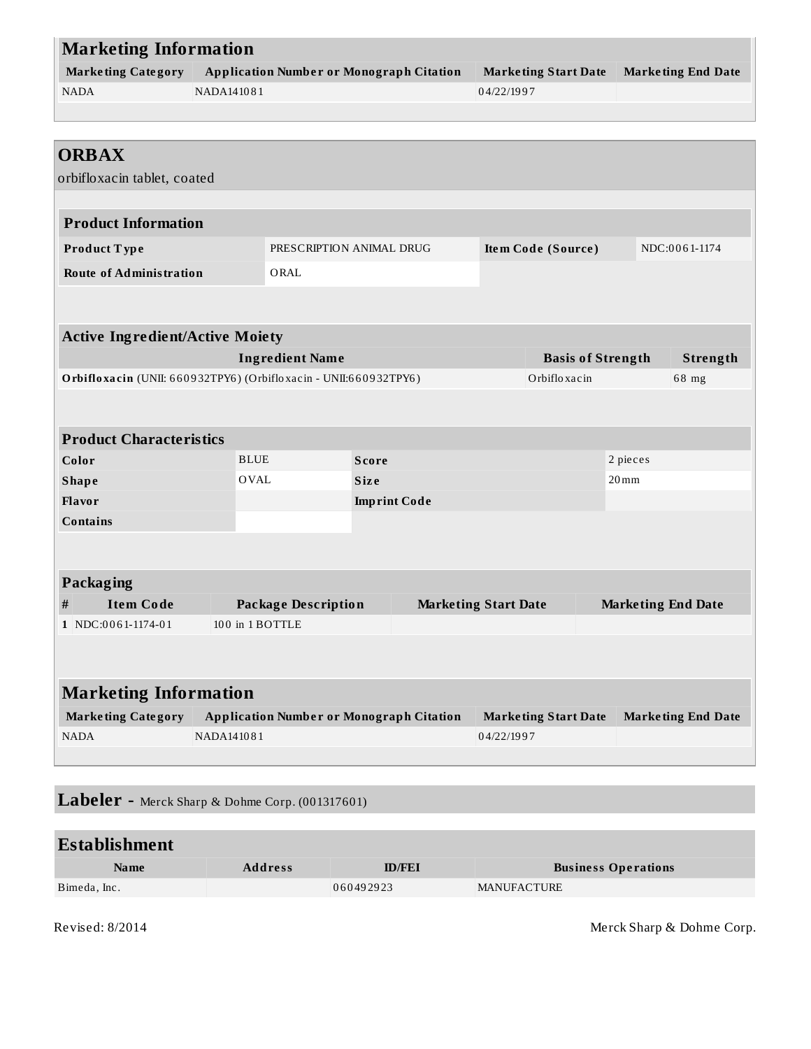## Marketing Information

| Marketing Category | Application Number or Monograph Citation | Marketing Start Date | Marketing End Date |
|---|---|---|---|
| NADA | NADA141081 | 04/22/1997 | |

## ORBAX

orbifloxacin tablet, coated

### Product Information

| | | | |
|---|---|---|---|
| **Product Type** | PRESCRIPTION ANIMAL DRUG | **Item Code (Source)** | NDC:0061-1174 |
| **Route of Administration** | ORAL | | |

### Active Ingredient/Active Moiety

| Ingredient Name | Basis of Strength | Strength |
|---|---|---|
| **Orbifloxacin** (UNII: 660932TPY6) (Orbifloxacin - UNII:660932TPY6) | Orbifloxacin | 68 mg |

### Product Characteristics

| | | | |
|---|---|---|---|
| **Color** | BLUE | **Score** | 2 pieces |
| **Shape** | OVAL | **Size** | 20mm |
| **Flavor** | | **Imprint Code** | |
| **Contains** | | | |

### Packaging

| # | Item Code | Package Description | Marketing Start Date | Marketing End Date |
|---|---|---|---|---|
| 1 | NDC:0061-1174-01 | 100 in 1 BOTTLE | | |

### Marketing Information

| Marketing Category | Application Number or Monograph Citation | Marketing Start Date | Marketing End Date |
|---|---|---|---|
| NADA | NADA141081 | 04/22/1997 | |

## Labeler - Merck Sharp & Dohme Corp. (001317601)

## Establishment

| Name | Address | ID/FEI | Business Operations |
|---|---|---|---|
| Bimeda, Inc. | | 060492923 | MANUFACTURE |

Revised: 8/2014

Merck Sharp & Dohme Corp.